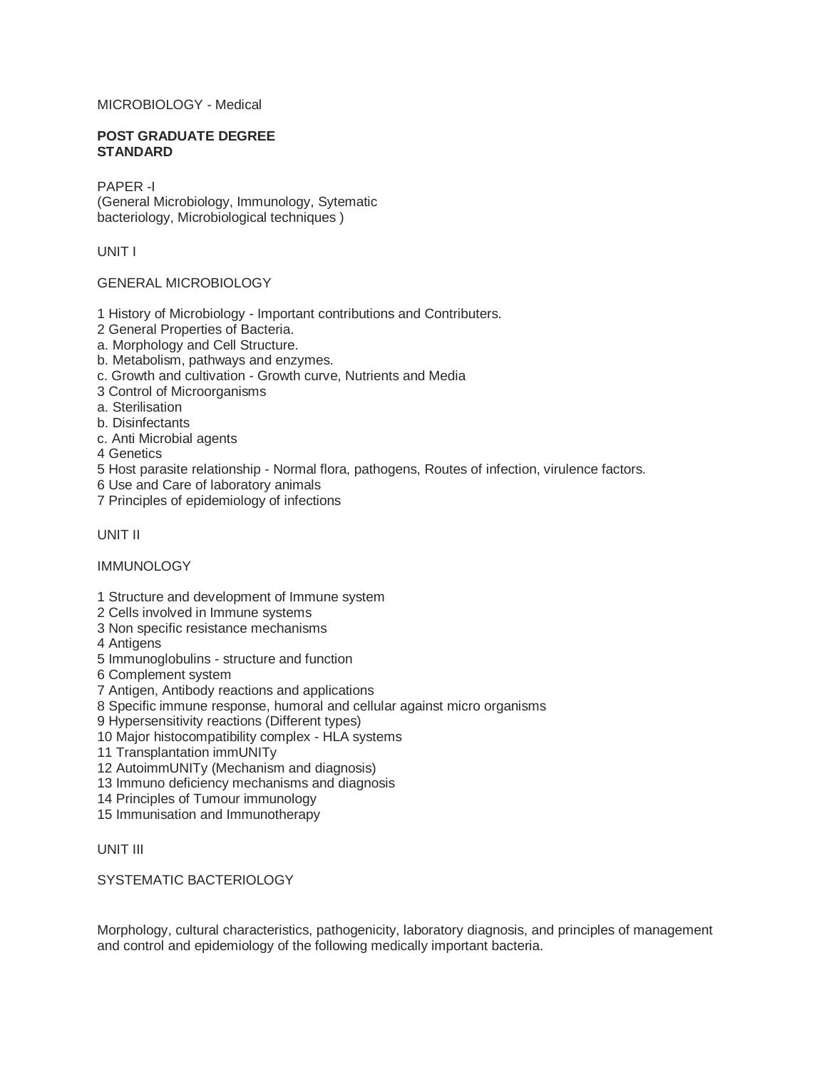MICROBIOLOGY - Medical

**POST GRADUATE DEGREE STANDARD**

PAPER -I
(General Microbiology, Immunology, Sytematic bacteriology, Microbiological techniques )

UNIT I

GENERAL MICROBIOLOGY

1 History of Microbiology - Important contributions and Contributers.
2 General Properties of Bacteria.
a. Morphology and Cell Structure.
b. Metabolism, pathways and enzymes.
c. Growth and cultivation - Growth curve, Nutrients and Media
3 Control of Microorganisms
a. Sterilisation
b. Disinfectants
c. Anti Microbial agents
4 Genetics
5 Host parasite relationship - Normal flora, pathogens, Routes of infection, virulence factors.
6 Use and Care of laboratory animals
7 Principles of epidemiology of infections

UNIT II

IMMUNOLOGY

1 Structure and development of Immune system
2 Cells involved in Immune systems
3 Non specific resistance mechanisms
4 Antigens
5 Immunoglobulins - structure and function
6 Complement system
7 Antigen, Antibody reactions and applications
8 Specific immune response, humoral and cellular against micro organisms
9 Hypersensitivity reactions (Different types)
10 Major histocompatibility complex - HLA systems
11 Transplantation immUNITy
12 AutoimmUNITy (Mechanism and diagnosis)
13 Immuno deficiency mechanisms and diagnosis
14 Principles of Tumour immunology
15 Immunisation and Immunotherapy

UNIT III

SYSTEMATIC BACTERIOLOGY

Morphology, cultural characteristics, pathogenicity, laboratory diagnosis, and principles of management and control and epidemiology of the following medically important bacteria.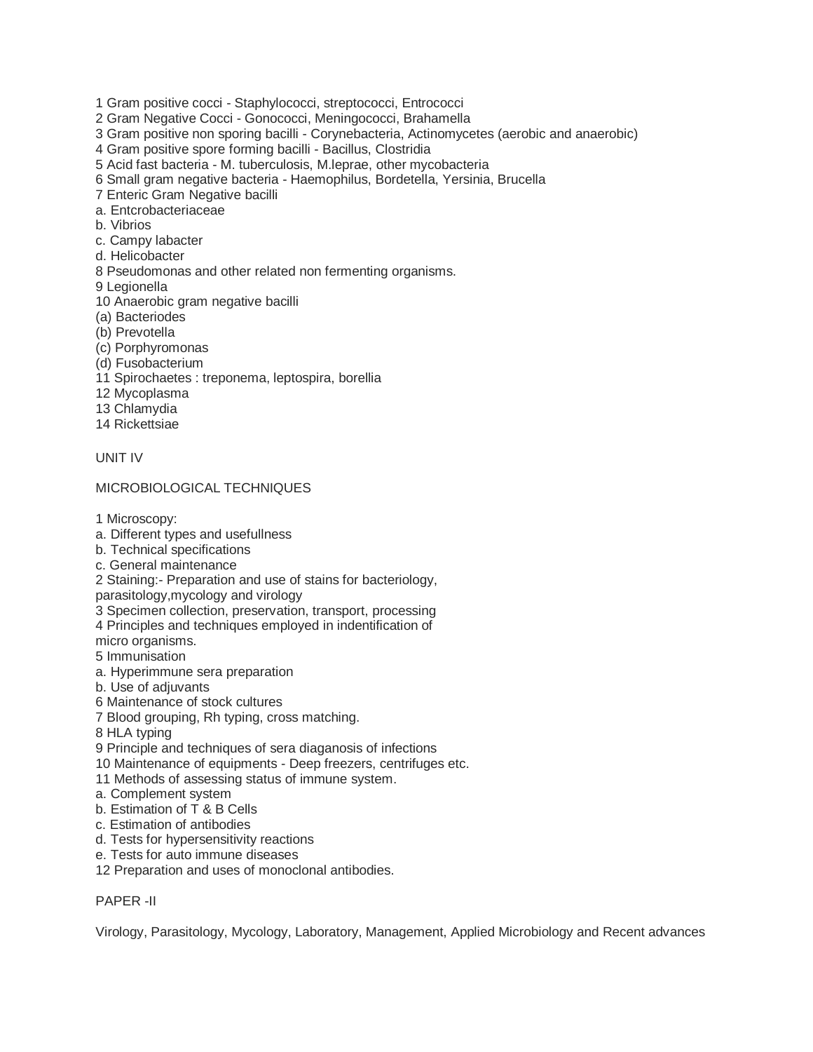1 Gram positive cocci - Staphylococci, streptococci, Entrococci
2 Gram Negative Cocci - Gonococci, Meningococci, Brahamella
3 Gram positive non sporing bacilli - Corynebacteria, Actinomycetes (aerobic and anaerobic)
4 Gram positive spore forming bacilli - Bacillus, Clostridia
5 Acid fast bacteria - M. tuberculosis, M.leprae, other mycobacteria
6 Small gram negative bacteria - Haemophilus, Bordetella, Yersinia, Brucella
7 Enteric Gram Negative bacilli
a. Entcrobacteriaceae
b. Vibrios
c. Campy labacter
d. Helicobacter
8 Pseudomonas and other related non fermenting organisms.
9 Legionella
10 Anaerobic gram negative bacilli
(a) Bacteriodes
(b) Prevotella
(c) Porphyromonas
(d) Fusobacterium
11 Spirochaetes : treponema, leptospira, borellia
12 Mycoplasma
13 Chlamydia
14 Rickettsiae

UNIT IV

MICROBIOLOGICAL TECHNIQUES

1 Microscopy:
a. Different types and usefullness
b. Technical specifications
c. General maintenance
2 Staining:- Preparation and use of stains for bacteriology, parasitology,mycology and virology
3 Specimen collection, preservation, transport, processing
4 Principles and techniques employed in indentification of micro organisms.
5 Immunisation
a. Hyperimmune sera preparation
b. Use of adjuvants
6 Maintenance of stock cultures
7 Blood grouping, Rh typing, cross matching.
8 HLA typing
9 Principle and techniques of sera diaganosis of infections
10 Maintenance of equipments - Deep freezers, centrifuges etc.
11 Methods of assessing status of immune system.
a. Complement system
b. Estimation of T & B Cells
c. Estimation of antibodies
d. Tests for hypersensitivity reactions
e. Tests for auto immune diseases
12 Preparation and uses of monoclonal antibodies.

PAPER -II

Virology, Parasitology, Mycology, Laboratory, Management, Applied Microbiology and Recent advances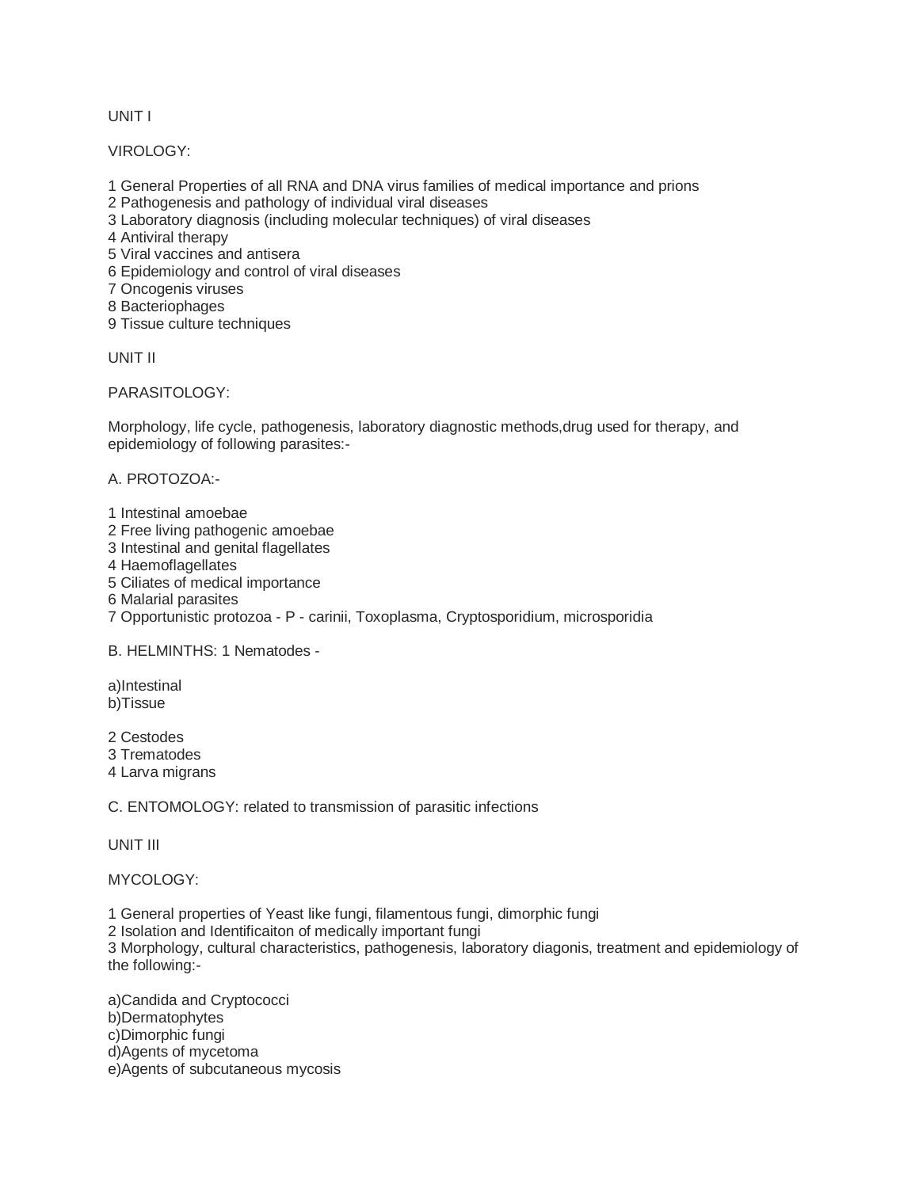UNIT I

VIROLOGY:

1 General Properties of all RNA and DNA virus families of medical importance and prions
2 Pathogenesis and pathology of individual viral diseases
3 Laboratory diagnosis (including molecular techniques) of viral diseases
4 Antiviral therapy
5 Viral vaccines and antisera
6 Epidemiology and control of viral diseases
7 Oncogenis viruses
8 Bacteriophages
9 Tissue culture techniques

UNIT II

PARASITOLOGY:

Morphology, life cycle, pathogenesis, laboratory diagnostic methods,drug used for therapy, and epidemiology of following parasites:-

A. PROTOZOA:-

1 Intestinal amoebae
2 Free living pathogenic amoebae
3 Intestinal and genital flagellates
4 Haemoflagellates
5 Ciliates of medical importance
6 Malarial parasites
7 Opportunistic protozoa - P - carinii, Toxoplasma, Cryptosporidium, microsporidia

B. HELMINTHS: 1 Nematodes -

a)Intestinal
b)Tissue

2 Cestodes
3 Trematodes
4 Larva migrans

C. ENTOMOLOGY: related to transmission of parasitic infections

UNIT III

MYCOLOGY:

1 General properties of Yeast like fungi, filamentous fungi, dimorphic fungi
2 Isolation and Identificaiton of medically important fungi
3 Morphology, cultural characteristics, pathogenesis, laboratory diagonis, treatment and epidemiology of the following:-

a)Candida and Cryptococci
b)Dermatophytes
c)Dimorphic fungi
d)Agents of mycetoma
e)Agents of subcutaneous mycosis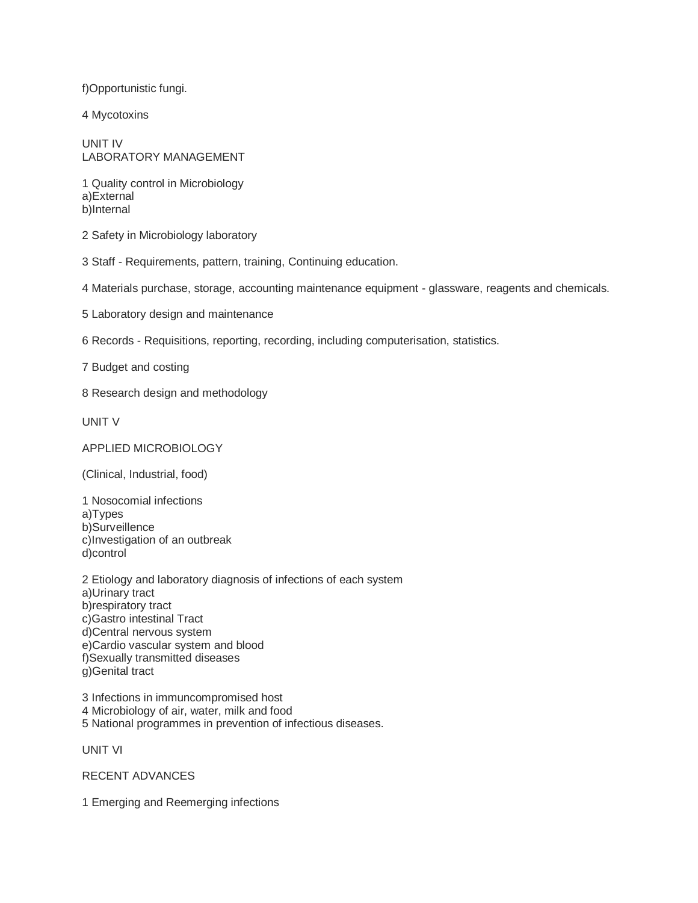f)Opportunistic fungi.

4 Mycotoxins

## UNIT IV
## LABORATORY MANAGEMENT

1 Quality control in Microbiology
a)External
b)Internal

2 Safety in Microbiology laboratory

3 Staff - Requirements, pattern, training, Continuing education.

4 Materials purchase, storage, accounting maintenance equipment - glassware, reagents and chemicals.

5 Laboratory design and maintenance

6 Records - Requisitions, reporting, recording, including computerisation, statistics.

7 Budget and costing

8 Research design and methodology

## UNIT V

## APPLIED MICROBIOLOGY

(Clinical, Industrial, food)

1 Nosocomial infections
a)Types
b)Surveillence
c)Investigation of an outbreak
d)control

2 Etiology and laboratory diagnosis of infections of each system
a)Urinary tract
b)respiratory tract
c)Gastro intestinal Tract
d)Central nervous system
e)Cardio vascular system and blood
f)Sexually transmitted diseases
g)Genital tract

3 Infections in immuncompromised host
4 Microbiology of air, water, milk and food
5 National programmes in prevention of infectious diseases.

## UNIT VI

## RECENT ADVANCES

1 Emerging and Reemerging infections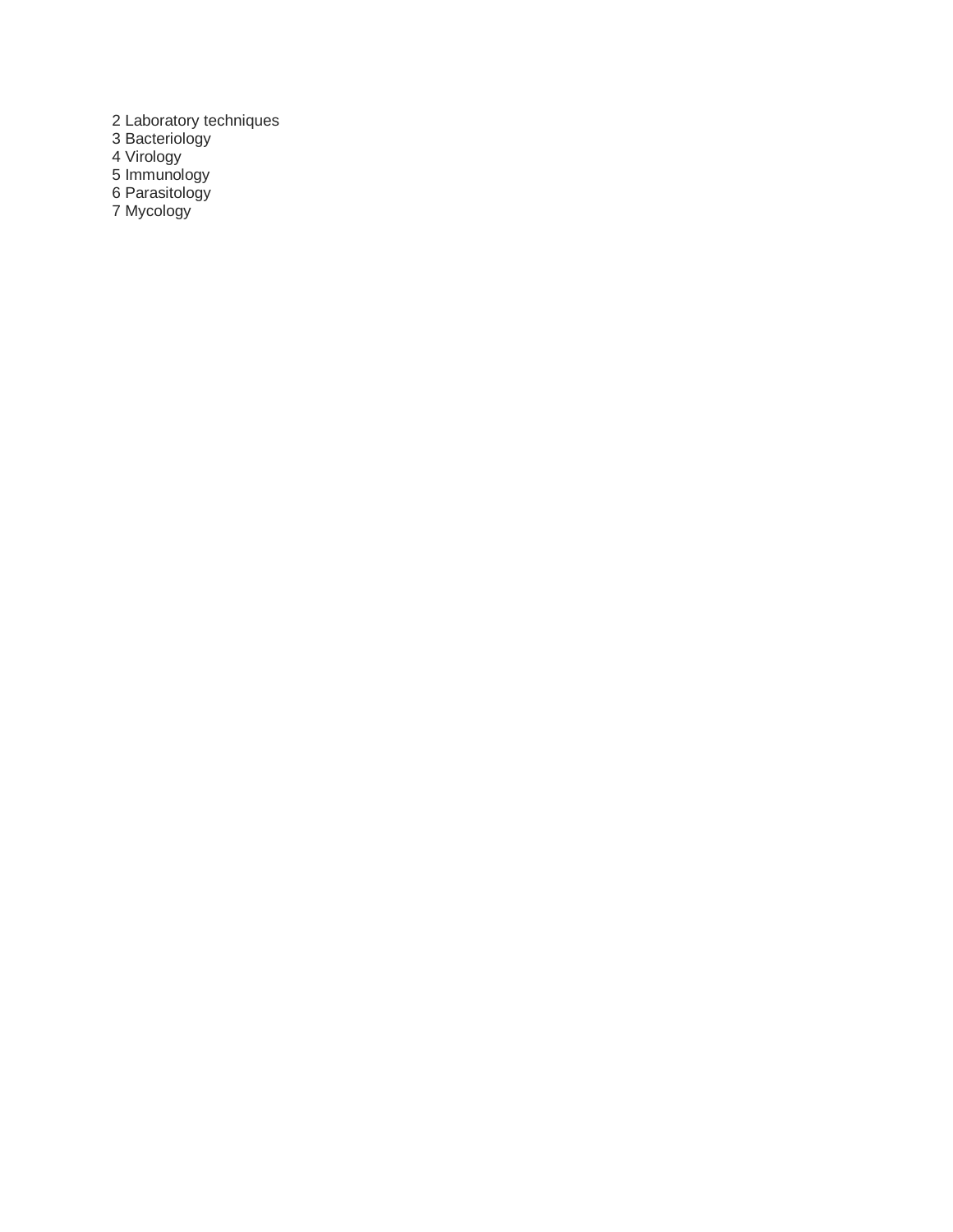2 Laboratory techniques
3 Bacteriology
4 Virology
5 Immunology
6 Parasitology
7 Mycology